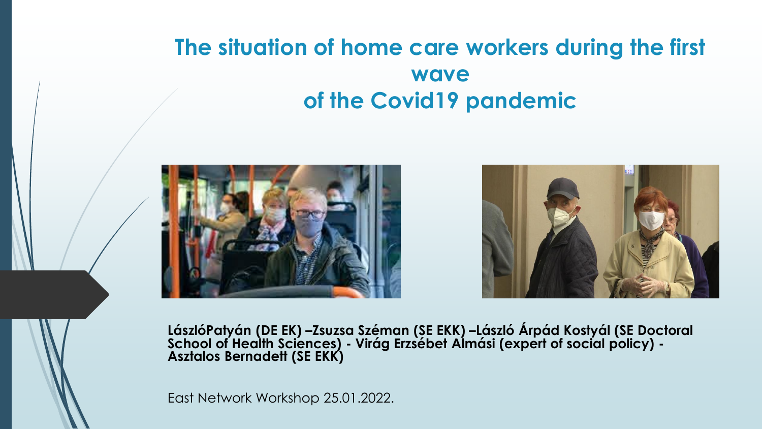# The situation of home care workers during the first wave of the Covid19 pandemic

**LászlóPatyán (DE EK) –Zsuzsa Széman (SE EKK) –László Árpád Kostyál (SE Doctoral School of Health Sciences) - Virág Erzsébet Almási (expert of social policy) - Asztalos Bernadett (SE EKK)**

East Network Workshop 25.01.2022.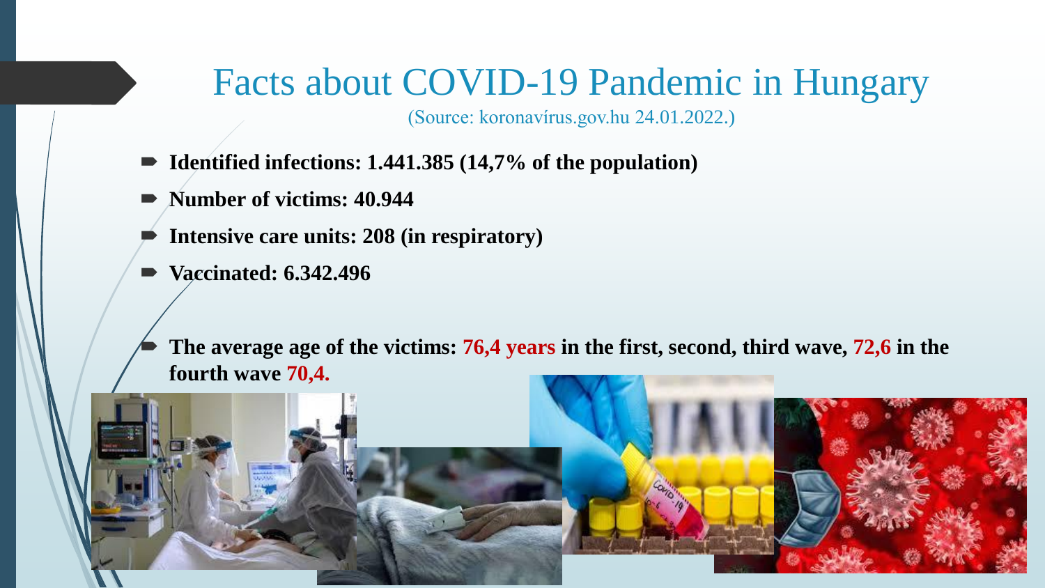# Facts about COVID-19 Pandemic in Hungary

(Source: koronavírus.gov.hu 24.01.2022.)

- **Identified infections: 1.441.385 (14,7% of the population)**
- **Number of victims: 40.944**
- **Intensive care units: 208 (in respiratory)**
- **Vaccinated: 6.342.496**

- **The average age of the victims: 76,4 years in the first, second, third wave, 72,6 in the fourth wave 70,4.**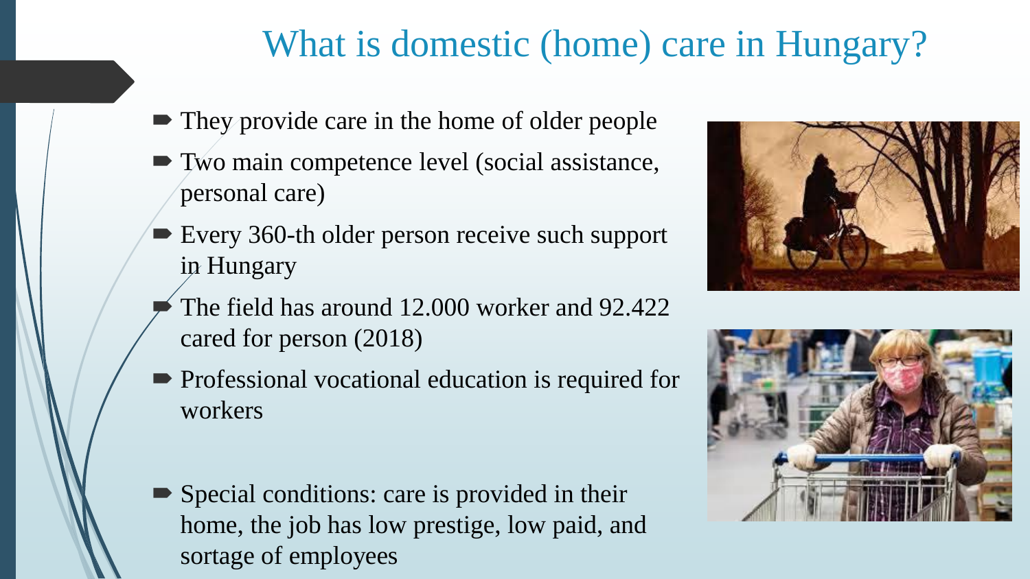# What is domestic (home) care in Hungary?

- They provide care in the home of older people
- Two main competence level (social assistance, personal care)
- Every 360-th older person receive such support in Hungary
- The field has around 12.000 worker and 92.422 cared for person (2018)
- Professional vocational education is required for workers
- Special conditions: care is provided in their home, the job has low prestige, low paid, and sortage of employees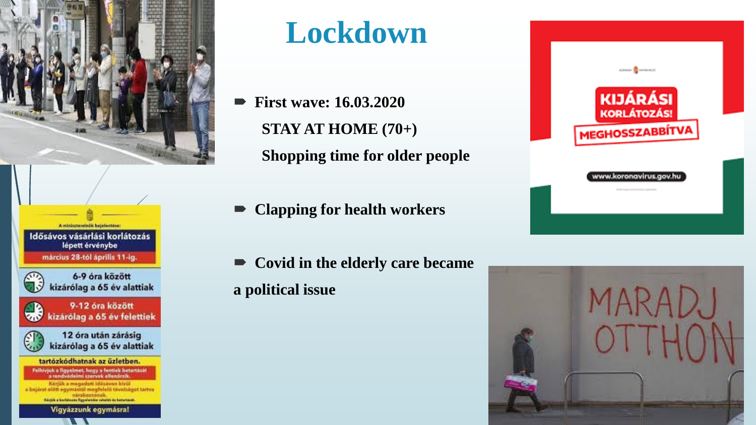# Lockdown

- **First wave: 16.03.2020**

  **STAY AT HOME (70+)**

  **Shopping time for older people**

- **Clapping for health workers**

- **Covid in the elderly care became a political issue**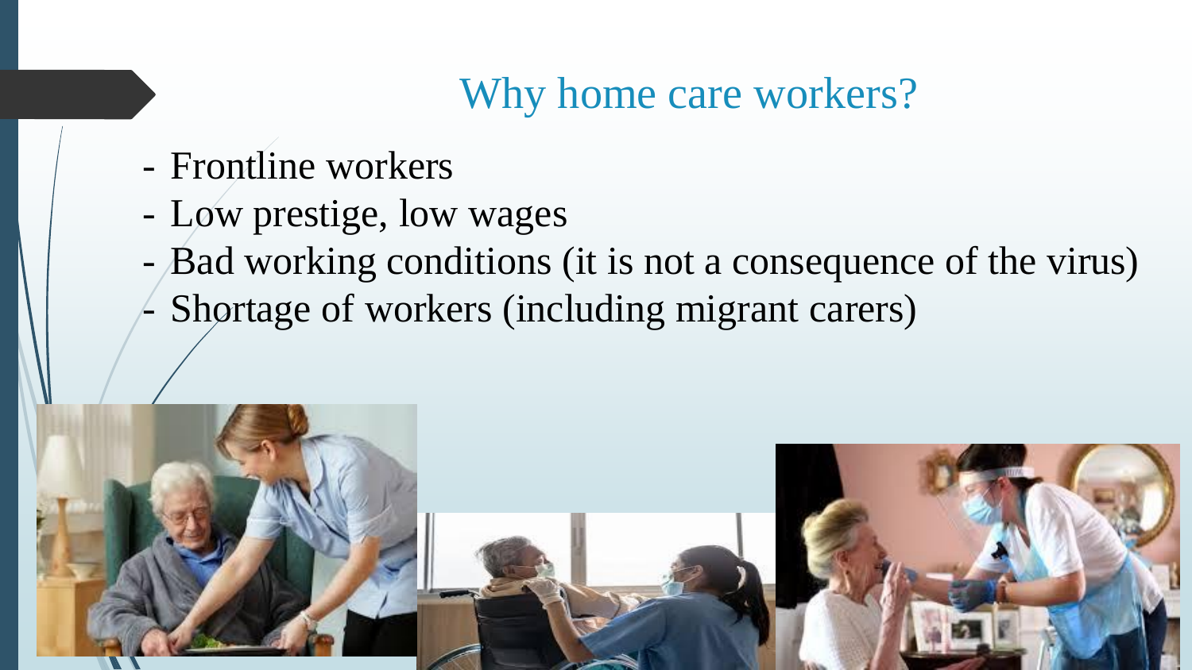## Why home care workers?

- Frontline workers
- Low prestige, low wages
- Bad working conditions (it is not a consequence of the virus)
- Shortage of workers (including migrant carers)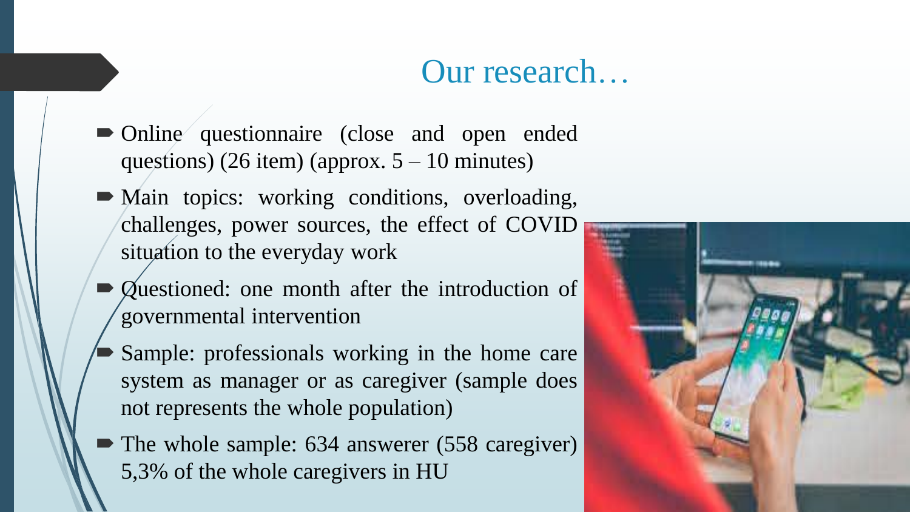# Our research…

- Online questionnaire (close and open ended questions) (26 item) (approx. 5 – 10 minutes)
- Main topics: working conditions, overloading, challenges, power sources, the effect of COVID situation to the everyday work
- Questioned: one month after the introduction of governmental intervention
- Sample: professionals working in the home care system as manager or as caregiver (sample does not represents the whole population)
- The whole sample: 634 answerer (558 caregiver) 5,3% of the whole caregivers in HU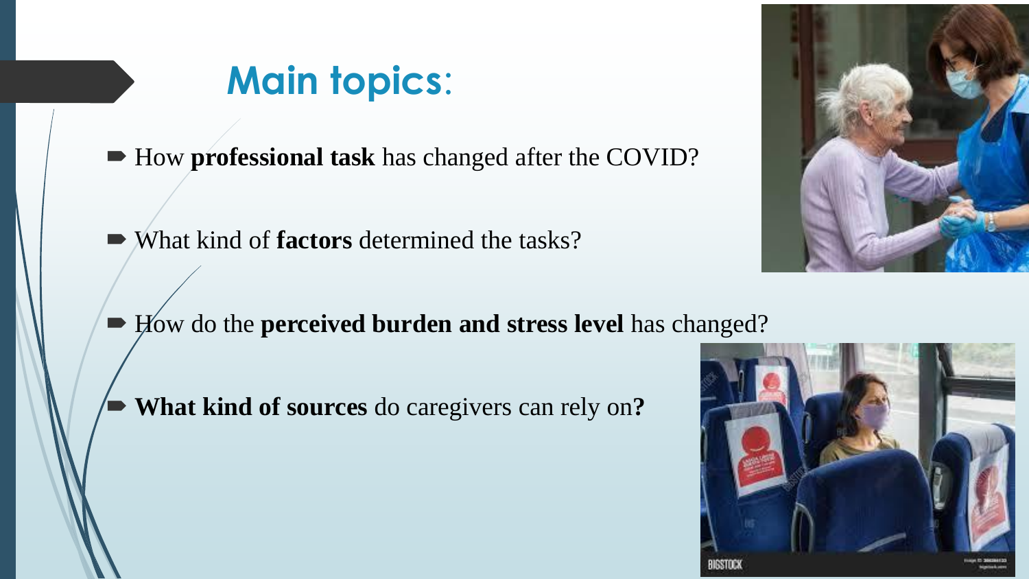## Main topics:

- How **professional task** has changed after the COVID?
- What kind of **factors** determined the tasks?
- How do the **perceived burden and stress level** has changed?
- **What kind of sources** do caregivers can rely on**?**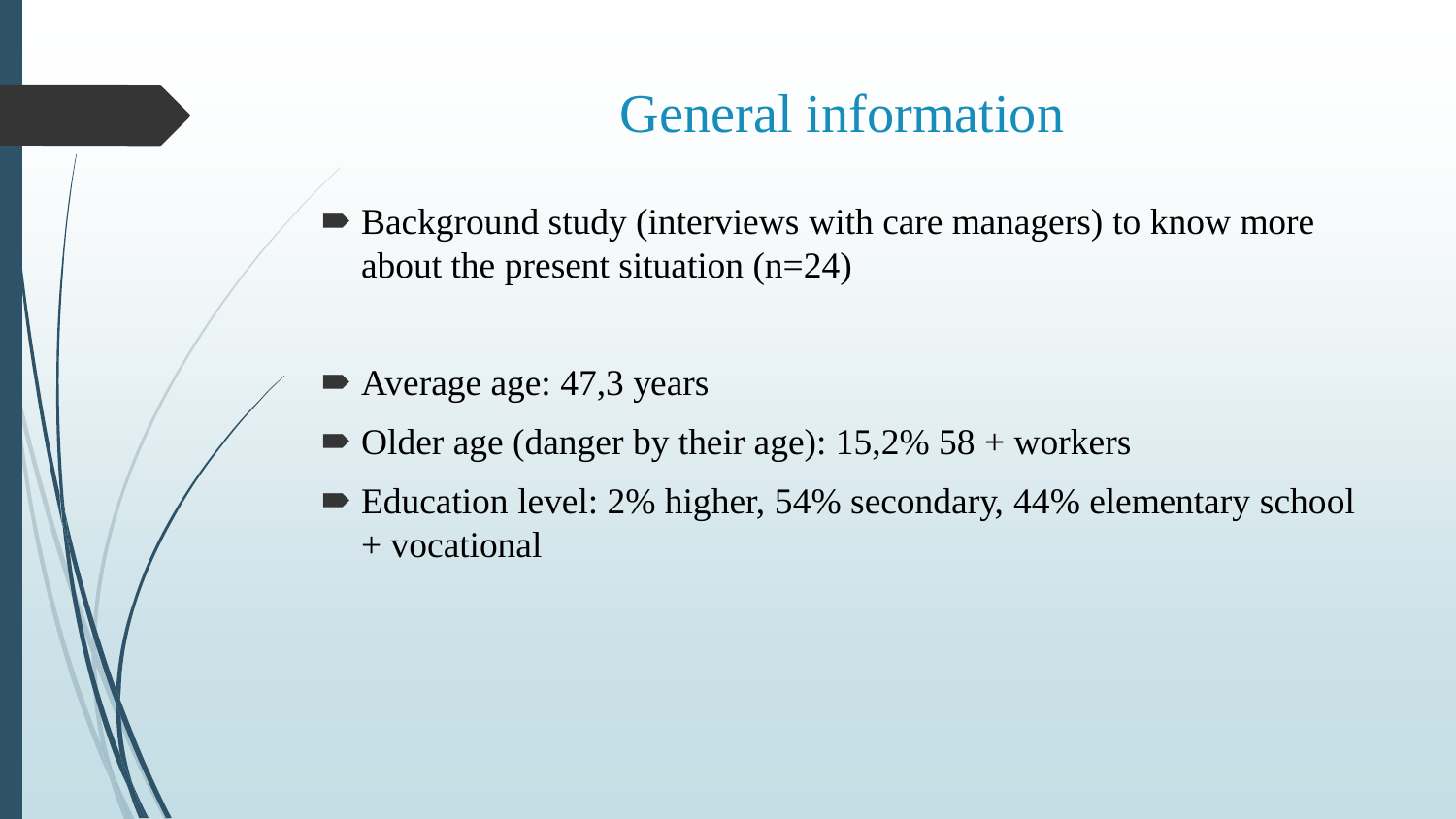# General information

- Background study (interviews with care managers) to know more about the present situation (n=24)

- Average age: 47,3 years
- Older age (danger by their age): 15,2% 58 + workers
- Education level: 2% higher, 54% secondary, 44% elementary school + vocational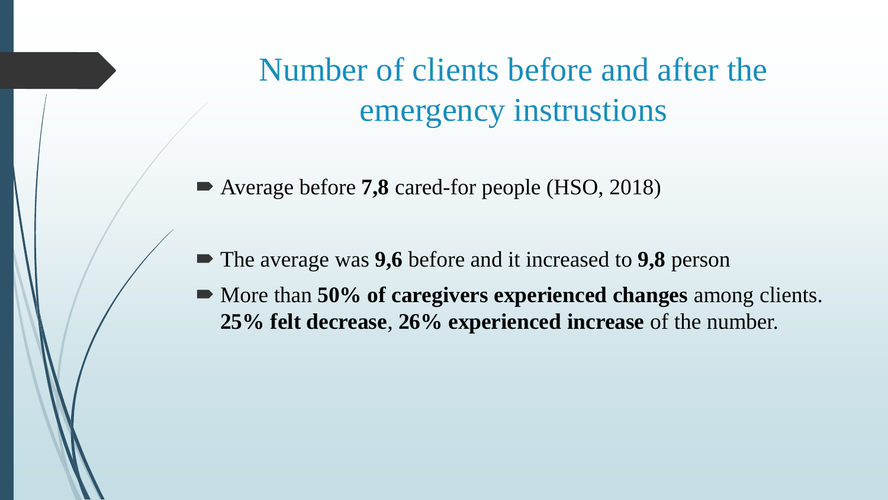# Number of clients before and after the emergency instrustions

- Average before **7,8** cared-for people (HSO, 2018)

- The average was **9,6** before and it increased to **9,8** person
- More than **50% of caregivers experienced changes** among clients. **25% felt decrease**, **26% experienced increase** of the number.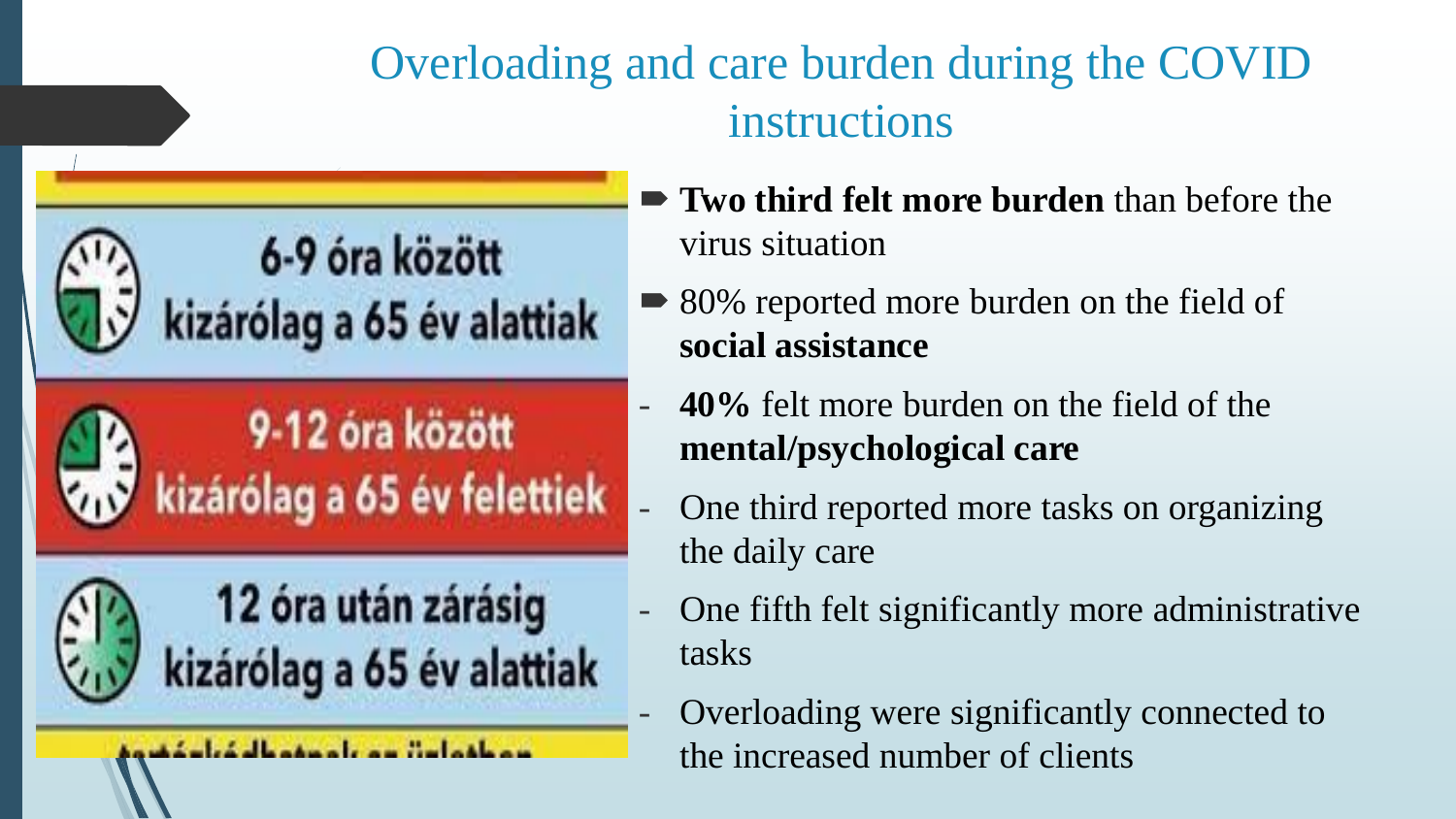# Overloading and care burden during the COVID instructions

6-9 óra között
kizárólag a 65 év alattiak

9-12 óra között
kizárólag a 65 év felettiek

12 óra után zárásig
kizárólag a 65 év alattiak

- **Two third felt more burden** than before the virus situation
- 80% reported more burden on the field of **social assistance**
  - **40%** felt more burden on the field of the **mental/psychological care**
  - One third reported more tasks on organizing the daily care
  - One fifth felt significantly more administrative tasks
  - Overloading were significantly connected to the increased number of clients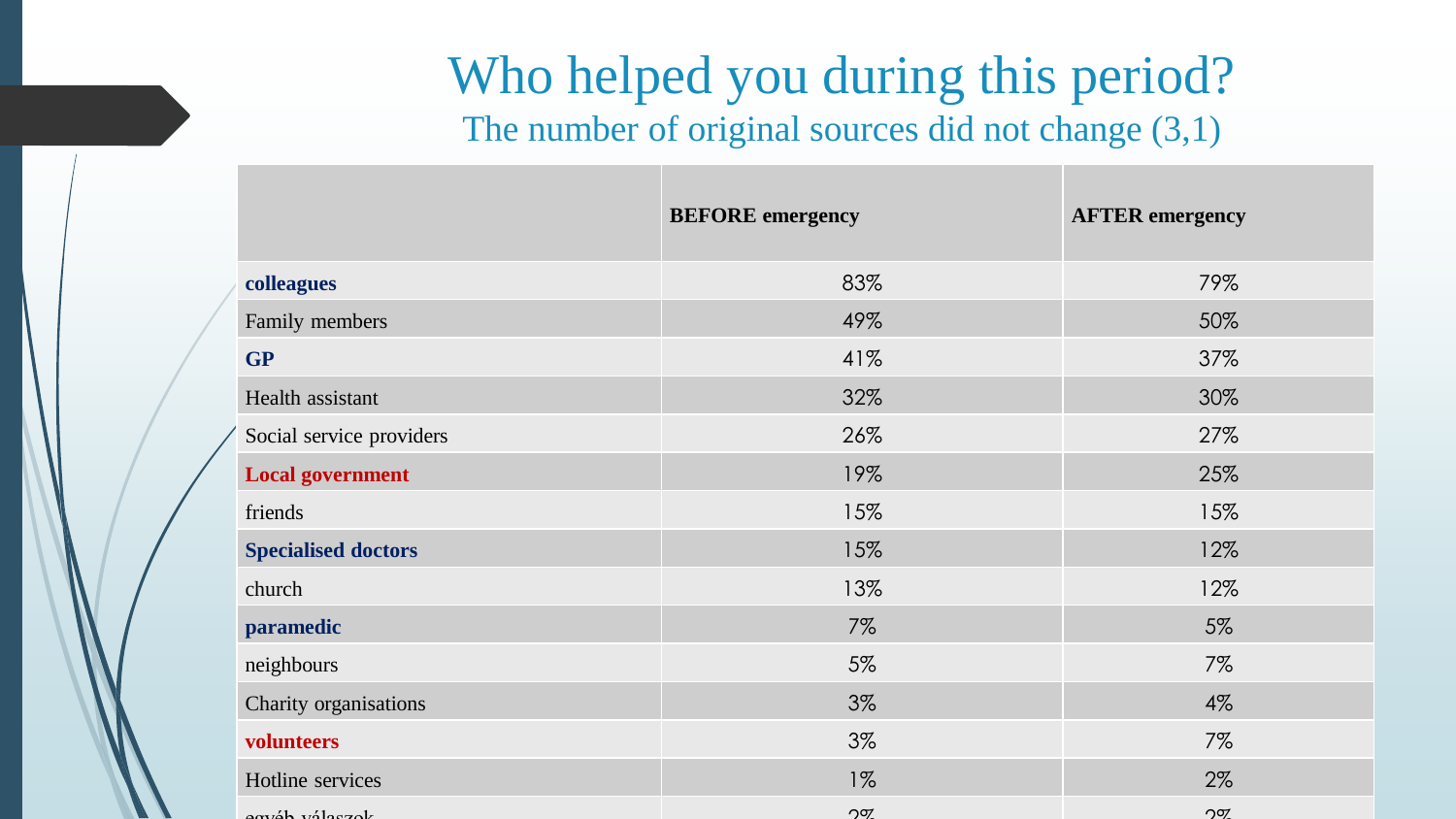# Who helped you during this period?

## The number of original sources did not change (3,1)

| | **BEFORE emergency** | **AFTER emergency** |
|---|---|---|
| **colleagues** | 83% | 79% |
| Family members | 49% | 50% |
| **GP** | 41% | 37% |
| Health assistant | 32% | 30% |
| Social service providers | 26% | 27% |
| **Local government** | 19% | 25% |
| friends | 15% | 15% |
| **Specialised doctors** | 15% | 12% |
| church | 13% | 12% |
| **paramedic** | 7% | 5% |
| neighbours | 5% | 7% |
| Charity organisations | 3% | 4% |
| **volunteers** | 3% | 7% |
| Hotline services | 1% | 2% |
| egyéb válaszok | 2% | 2% |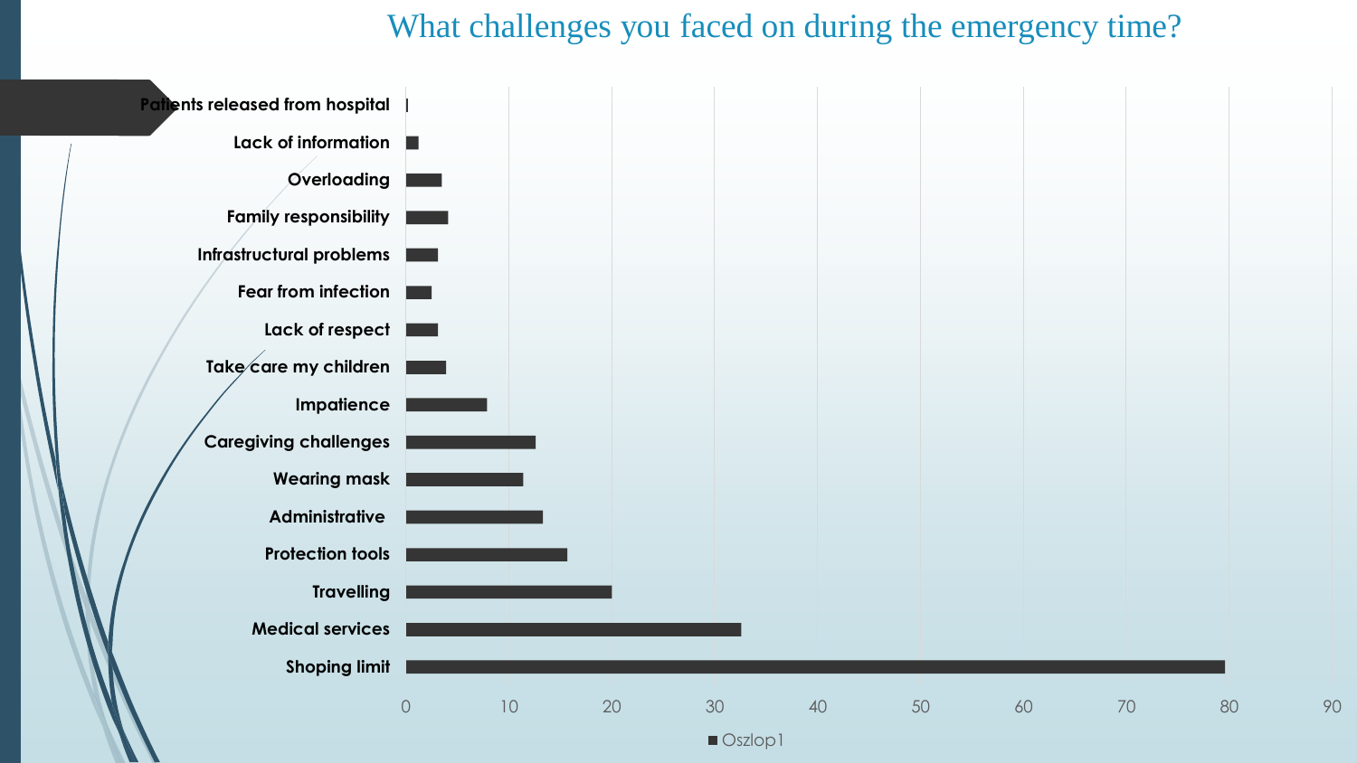# What challenges you faced on during the emergency time?

| Challenge | Value |
|---|---|
| Patients released from hospital | 0 |
| Lack of information | 1 |
| Overloading | 3 |
| Family responsibility | 4 |
| Infrastructural problems | 3 |
| Fear from infection | 2 |
| Lack of respect | 3 |
| Take care my children | 4 |
| Impatience | 8 |
| Caregiving challenges | 12.5 |
| Wearing mask | 11 |
| Administrative | 13 |
| Protection tools | 15.5 |
| Travelling | 20 |
| Medical services | 32.5 |
| Shoping limit | 79.5 |

Oszlop1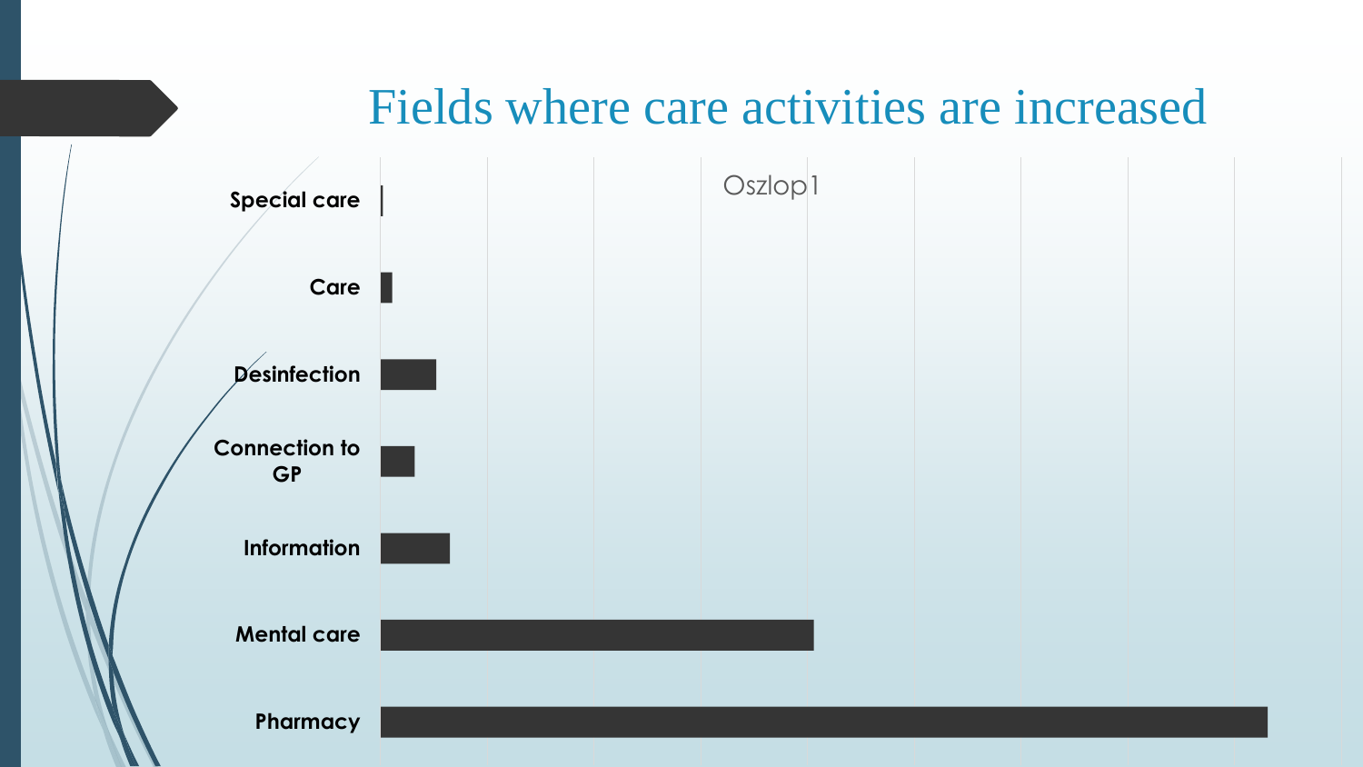# Fields where care activities are increased

Oszlop1

- Special care
- Care
- Desinfection
- Connection to GP
- Information
- Mental care
- Pharmacy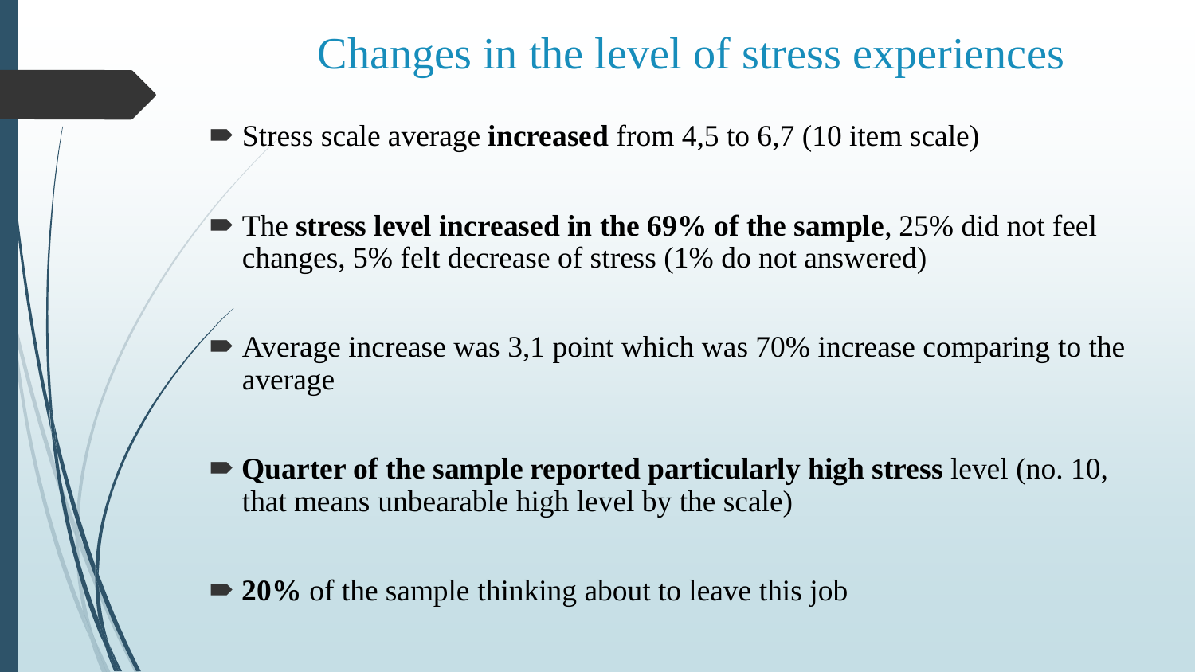# Changes in the level of stress experiences

- Stress scale average **increased** from 4,5 to 6,7 (10 item scale)
- The **stress level increased in the 69% of the sample**, 25% did not feel changes, 5% felt decrease of stress (1% do not answered)
- Average increase was 3,1 point which was 70% increase comparing to the average
- **Quarter of the sample reported particularly high stress** level (no. 10, that means unbearable high level by the scale)
- **20%** of the sample thinking about to leave this job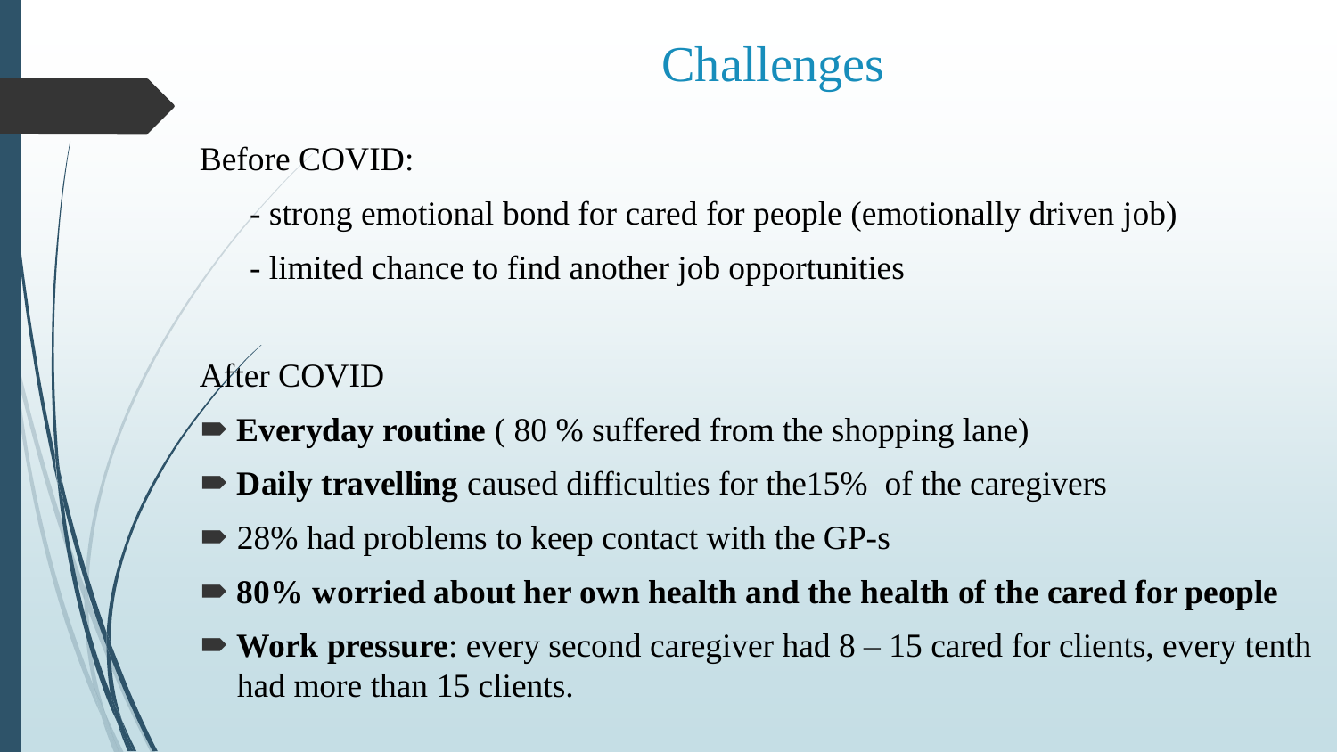# Challenges

Before COVID:

- strong emotional bond for cared for people (emotionally driven job)
- limited chance to find another job opportunities

After COVID

- **Everyday routine** ( 80 % suffered from the shopping lane)
- **Daily travelling** caused difficulties for the15% of the caregivers
- 28% had problems to keep contact with the GP-s
- **80% worried about her own health and the health of the cared for people**
- **Work pressure**: every second caregiver had 8 – 15 cared for clients, every tenth had more than 15 clients.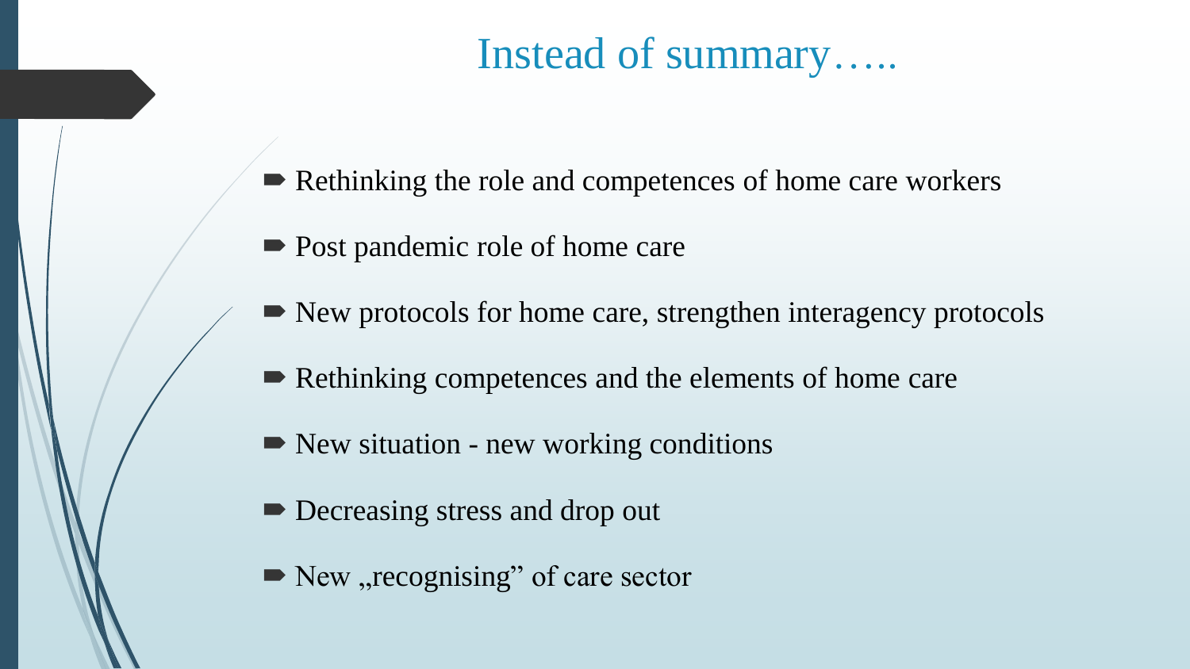# Instead of summary…..

- Rethinking the role and competences of home care workers
- Post pandemic role of home care
- New protocols for home care, strengthen interagency protocols
- Rethinking competences and the elements of home care
- New situation - new working conditions
- Decreasing stress and drop out
- New „recognising" of care sector